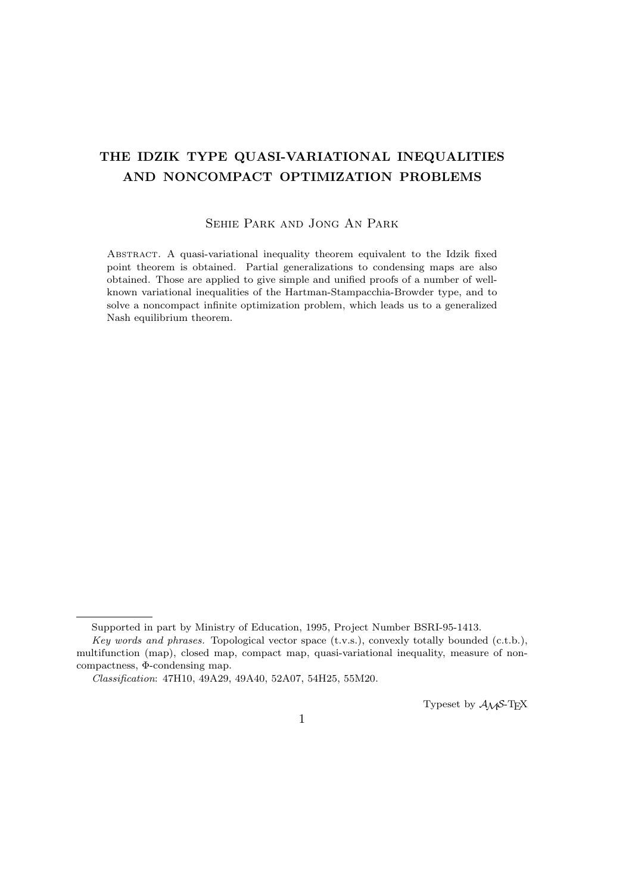# THE IDZIK TYPE QUASI-VARIATIONAL INEQUALITIES AND NONCOMPACT OPTIMIZATION PROBLEMS

Sehie Park and Jong An Park

Abstract. A quasi-variational inequality theorem equivalent to the Idzik fixed point theorem is obtained. Partial generalizations to condensing maps are also obtained. Those are applied to give simple and unified proofs of a number of well-known variational inequalities of the Hartman-Stampacchia-Browder type, and to solve a noncompact infinite optimization problem, which leads us to a generalized Nash equilibrium theorem.

---

Supported in part by Ministry of Education, 1995, Project Number BSRI-95-1413.

*Key words and phrases.* Topological vector space (t.v.s.), convexly totally bounded (c.t.b.), multifunction (map), closed map, compact map, quasi-variational inequality, measure of noncompactness, Φ-condensing map.

*Classification*: 47H10, 49A29, 49A40, 52A07, 54H25, 55M20.

Typeset by $\mathcal{A}\mathcal{M}\mathcal{S}$-TEX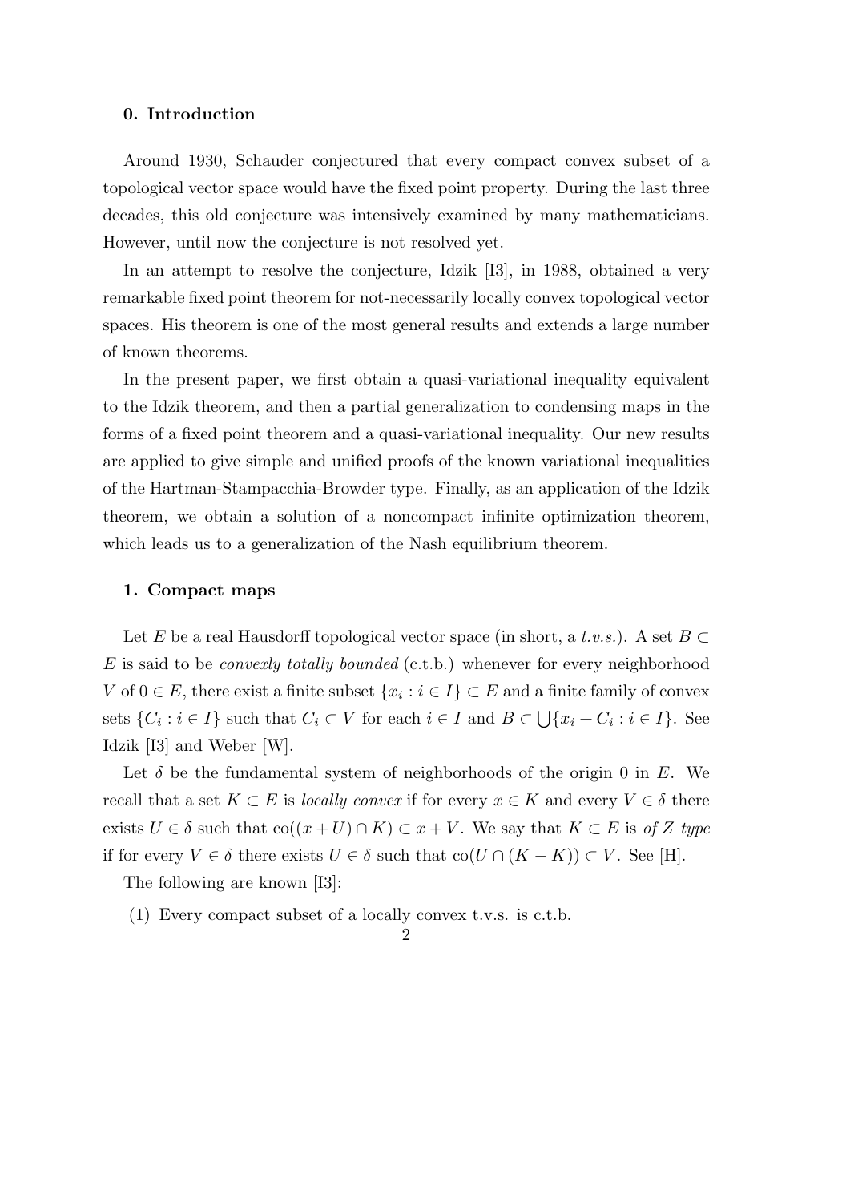### 0. Introduction

Around 1930, Schauder conjectured that every compact convex subset of a topological vector space would have the fixed point property. During the last three decades, this old conjecture was intensively examined by many mathematicians. However, until now the conjecture is not resolved yet.

In an attempt to resolve the conjecture, Idzik [I3], in 1988, obtained a very remarkable fixed point theorem for not-necessarily locally convex topological vector spaces. His theorem is one of the most general results and extends a large number of known theorems.

In the present paper, we first obtain a quasi-variational inequality equivalent to the Idzik theorem, and then a partial generalization to condensing maps in the forms of a fixed point theorem and a quasi-variational inequality. Our new results are applied to give simple and unified proofs of the known variational inequalities of the Hartman-Stampacchia-Browder type. Finally, as an application of the Idzik theorem, we obtain a solution of a noncompact infinite optimization theorem, which leads us to a generalization of the Nash equilibrium theorem.

### 1. Compact maps

Let $E$ be a real Hausdorff topological vector space (in short, a *t.v.s.*). A set $B \subset E$ is said to be *convexly totally bounded* (c.t.b.) whenever for every neighborhood $V$ of $0 \in E$, there exist a finite subset $\{x_i : i \in I\} \subset E$ and a finite family of convex sets $\{C_i : i \in I\}$ such that $C_i \subset V$ for each $i \in I$ and $B \subset \bigcup\{x_i + C_i : i \in I\}$. See Idzik [I3] and Weber [W].

Let $\delta$ be the fundamental system of neighborhoods of the origin 0 in $E$. We recall that a set $K \subset E$ is *locally convex* if for every $x \in K$ and every $V \in \delta$ there exists $U \in \delta$ such that $\mathrm{co}((x + U) \cap K) \subset x + V$. We say that $K \subset E$ is *of Z type* if for every $V \in \delta$ there exists $U \in \delta$ such that $\mathrm{co}(U \cap (K - K)) \subset V$. See [H].

The following are known [I3]:

(1) Every compact subset of a locally convex t.v.s. is c.t.b.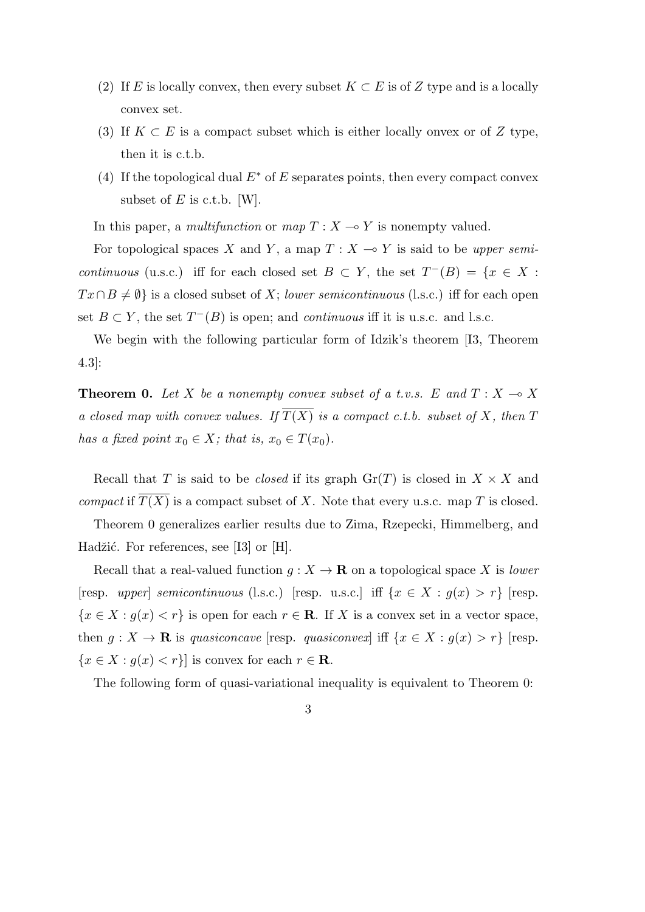(2) If $E$ is locally convex, then every subset $K \subset E$ is of $Z$ type and is a locally convex set.

(3) If $K \subset E$ is a compact subset which is either locally onvex or of $Z$ type, then it is c.t.b.

(4) If the topological dual $E^*$ of $E$ separates points, then every compact convex subset of $E$ is c.t.b. [W].

In this paper, a *multifunction* or *map* $T : X \multimap Y$ is nonempty valued.

For topological spaces $X$ and $Y$, a map $T : X \multimap Y$ is said to be *upper semicontinuous* (u.s.c.) iff for each closed set $B \subset Y$, the set $T^-(B) = \{x \in X : Tx \cap B \neq \emptyset\}$ is a closed subset of $X$; *lower semicontinuous* (l.s.c.) iff for each open set $B \subset Y$, the set $T^-(B)$ is open; and *continuous* iff it is u.s.c. and l.s.c.

We begin with the following particular form of Idzik's theorem [I3, Theorem 4.3]:

**Theorem 0.** *Let $X$ be a nonempty convex subset of a t.v.s. $E$ and $T : X \multimap X$ a closed map with convex values. If $\overline{T(X)}$ is a compact c.t.b. subset of $X$, then $T$ has a fixed point $x_0 \in X$; that is, $x_0 \in T(x_0)$.*

Recall that $T$ is said to be *closed* if its graph $\mathrm{Gr}(T)$ is closed in $X \times X$ and *compact* if $\overline{T(X)}$ is a compact subset of $X$. Note that every u.s.c. map $T$ is closed.

Theorem 0 generalizes earlier results due to Zima, Rzepecki, Himmelberg, and Hadžić. For references, see [I3] or [H].

Recall that a real-valued function $g : X \to \mathbf{R}$ on a topological space $X$ is *lower* [resp. *upper*] *semicontinuous* (l.s.c.) [resp. u.s.c.] iff $\{x \in X : g(x) > r\}$ [resp. $\{x \in X : g(x) < r\}$ is open for each $r \in \mathbf{R}$. If $X$ is a convex set in a vector space, then $g : X \to \mathbf{R}$ is *quasiconcave* [resp. *quasiconvex*] iff $\{x \in X : g(x) > r\}$ [resp. $\{x \in X : g(x) < r\}$] is convex for each $r \in \mathbf{R}$.

The following form of quasi-variational inequality is equivalent to Theorem 0: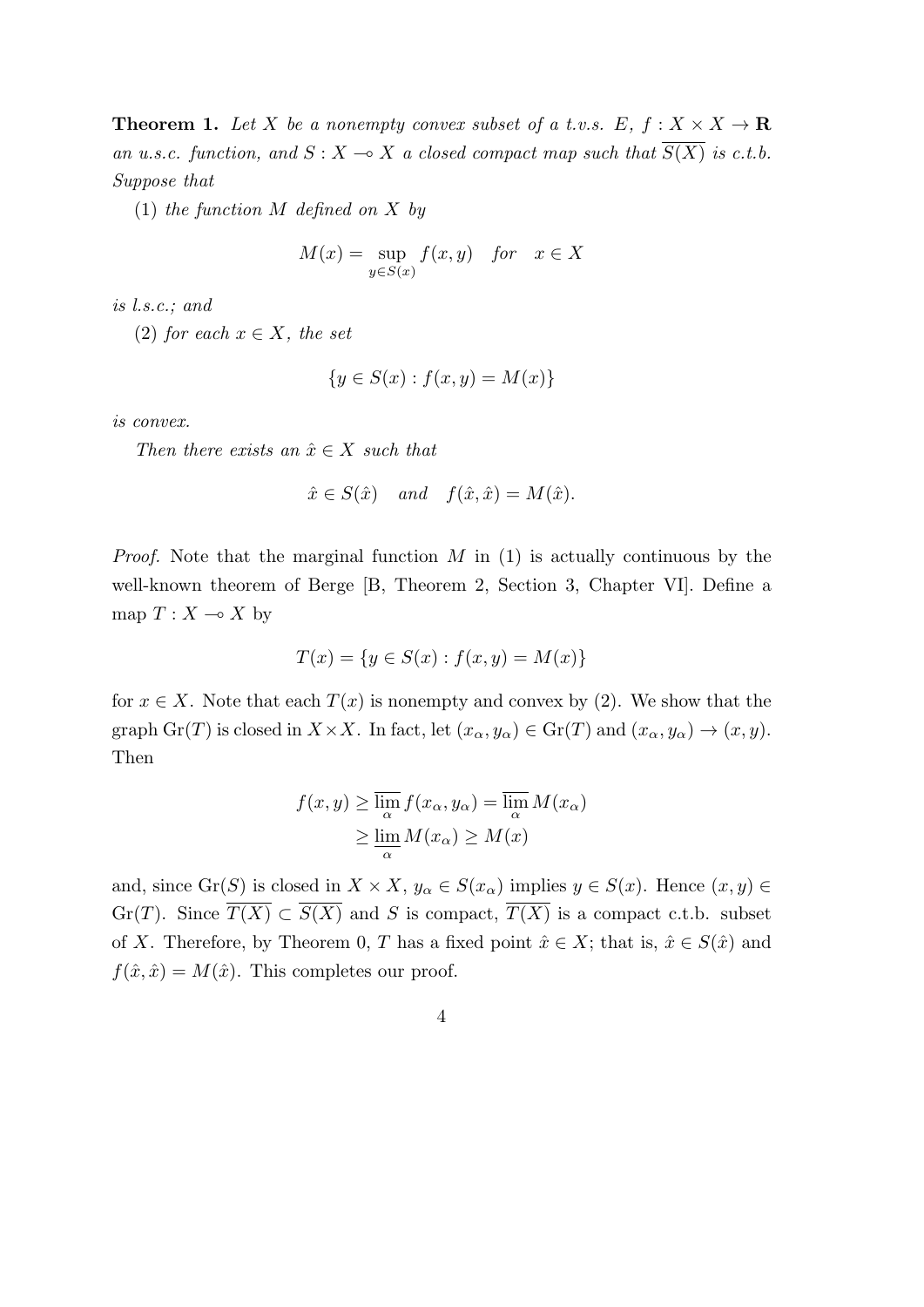**Theorem 1.** *Let $X$ be a nonempty convex subset of a t.v.s. $E$, $f : X \times X \to \mathbf{R}$ an u.s.c. function, and $S : X \multimap X$ a closed compact map such that $\overline{S(X)}$ is c.t.b. Suppose that*

(1) *the function $M$ defined on $X$ by*

$$M(x) = \sup_{y \in S(x)} f(x, y) \quad \textit{for} \quad x \in X$$

*is l.s.c.; and*

(2) *for each $x \in X$, the set*

$$\{y \in S(x) : f(x, y) = M(x)\}$$

*is convex.*

*Then there exists an $\hat{x} \in X$ such that*

$$\hat{x} \in S(\hat{x}) \quad \textit{and} \quad f(\hat{x}, \hat{x}) = M(\hat{x}).$$

*Proof.* Note that the marginal function $M$ in (1) is actually continuous by the well-known theorem of Berge [B, Theorem 2, Section 3, Chapter VI]. Define a map $T : X \multimap X$ by

$$T(x) = \{y \in S(x) : f(x, y) = M(x)\}$$

for $x \in X$. Note that each $T(x)$ is nonempty and convex by (2). We show that the graph $\mathrm{Gr}(T)$ is closed in $X \times X$. In fact, let $(x_\alpha, y_\alpha) \in \mathrm{Gr}(T)$ and $(x_\alpha, y_\alpha) \to (x, y)$. Then

$$\begin{aligned} f(x, y) &\geq \overline{\lim_{\alpha}}\, f(x_\alpha, y_\alpha) = \overline{\lim_{\alpha}}\, M(x_\alpha) \\ &\geq \underline{\lim_{\alpha}}\, M(x_\alpha) \geq M(x) \end{aligned}$$

and, since $\mathrm{Gr}(S)$ is closed in $X \times X$, $y_\alpha \in S(x_\alpha)$ implies $y \in S(x)$. Hence $(x, y) \in \mathrm{Gr}(T)$. Since $\overline{T(X)} \subset \overline{S(X)}$ and $S$ is compact, $\overline{T(X)}$ is a compact c.t.b. subset of $X$. Therefore, by Theorem 0, $T$ has a fixed point $\hat{x} \in X$; that is, $\hat{x} \in S(\hat{x})$ and $f(\hat{x}, \hat{x}) = M(\hat{x})$. This completes our proof.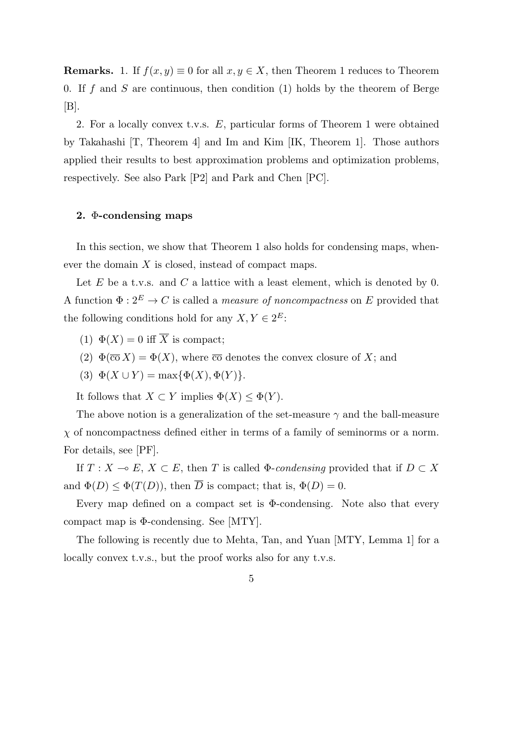**Remarks.** 1. If $f(x, y) \equiv 0$ for all $x, y \in X$, then Theorem 1 reduces to Theorem 0. If $f$ and $S$ are continuous, then condition (1) holds by the theorem of Berge [B].

2. For a locally convex t.v.s. $E$, particular forms of Theorem 1 were obtained by Takahashi [T, Theorem 4] and Im and Kim [IK, Theorem 1]. Those authors applied their results to best approximation problems and optimization problems, respectively. See also Park [P2] and Park and Chen [PC].

### 2. $\Phi$-condensing maps

In this section, we show that Theorem 1 also holds for condensing maps, whenever the domain $X$ is closed, instead of compact maps.

Let $E$ be a t.v.s. and $C$ a lattice with a least element, which is denoted by 0. A function $\Phi : 2^E \to C$ is called a *measure of noncompactness* on $E$ provided that the following conditions hold for any $X, Y \in 2^E$:

(1) $\Phi(X) = 0$ iff $\overline{X}$ is compact;

(2) $\Phi(\overline{\text{co}}\, X) = \Phi(X)$, where $\overline{\text{co}}$ denotes the convex closure of $X$; and

(3) $\Phi(X \cup Y) = \max\{\Phi(X), \Phi(Y)\}$.

It follows that $X \subset Y$ implies $\Phi(X) \leq \Phi(Y)$.

The above notion is a generalization of the set-measure $\gamma$ and the ball-measure $\chi$ of noncompactness defined either in terms of a family of seminorms or a norm. For details, see [PF].

If $T : X \multimap E$, $X \subset E$, then $T$ is called $\Phi$-*condensing* provided that if $D \subset X$ and $\Phi(D) \leq \Phi(T(D))$, then $\overline{D}$ is compact; that is, $\Phi(D) = 0$.

Every map defined on a compact set is $\Phi$-condensing. Note also that every compact map is $\Phi$-condensing. See [MTY].

The following is recently due to Mehta, Tan, and Yuan [MTY, Lemma 1] for a locally convex t.v.s., but the proof works also for any t.v.s.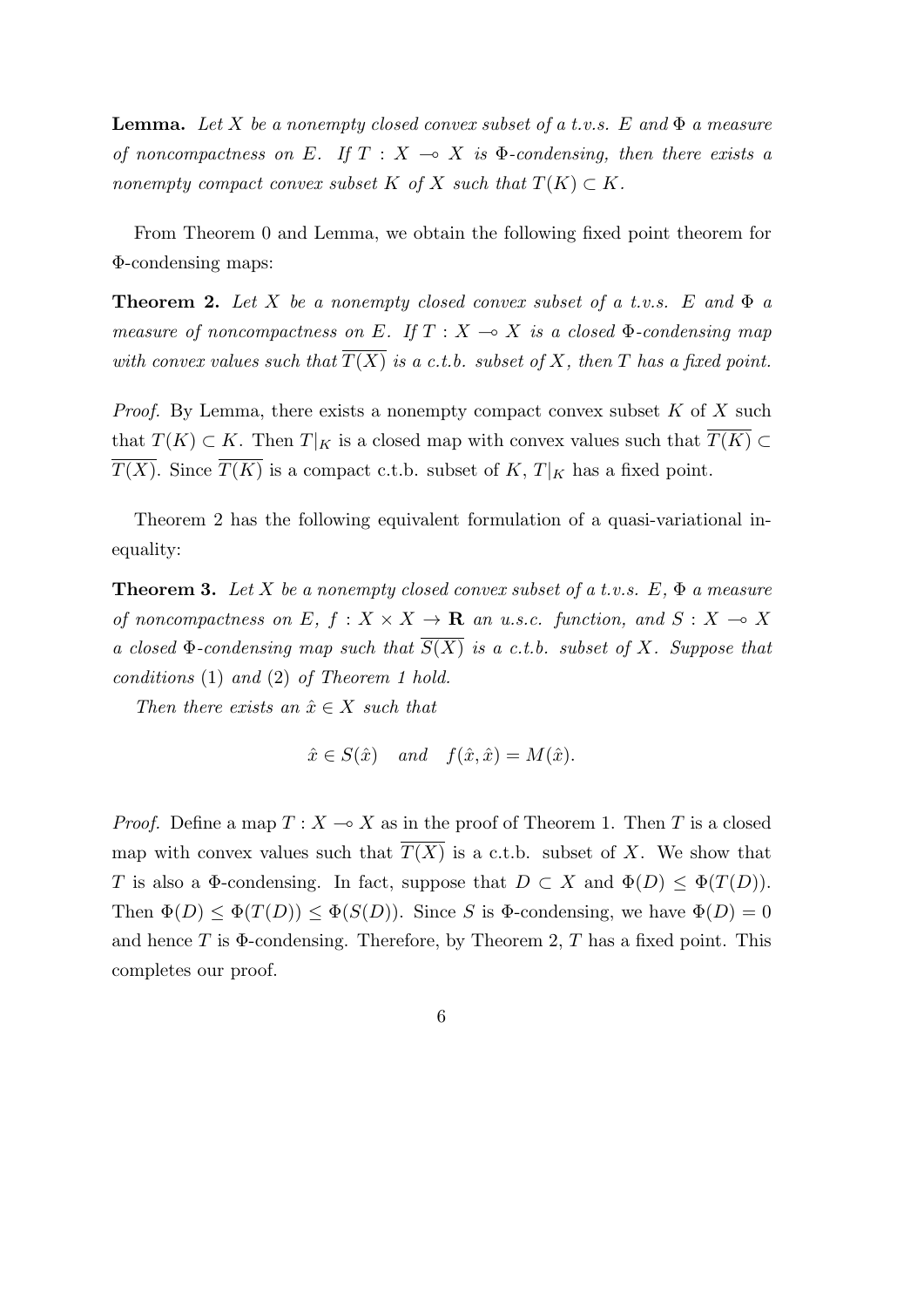**Lemma.** *Let $X$ be a nonempty closed convex subset of a t.v.s. $E$ and $\Phi$ a measure of noncompactness on $E$. If $T : X \multimap X$ is $\Phi$-condensing, then there exists a nonempty compact convex subset $K$ of $X$ such that $T(K) \subset K$.*

From Theorem 0 and Lemma, we obtain the following fixed point theorem for $\Phi$-condensing maps:

**Theorem 2.** *Let $X$ be a nonempty closed convex subset of a t.v.s. $E$ and $\Phi$ a measure of noncompactness on $E$. If $T : X \multimap X$ is a closed $\Phi$-condensing map with convex values such that $\overline{T(X)}$ is a c.t.b. subset of $X$, then $T$ has a fixed point.*

*Proof.* By Lemma, there exists a nonempty compact convex subset $K$ of $X$ such that $T(K) \subset K$. Then $T|_K$ is a closed map with convex values such that $\overline{T(K)} \subset \overline{T(X)}$. Since $\overline{T(K)}$ is a compact c.t.b. subset of $K$, $T|_K$ has a fixed point.

Theorem 2 has the following equivalent formulation of a quasi-variational inequality:

**Theorem 3.** *Let $X$ be a nonempty closed convex subset of a t.v.s. $E$, $\Phi$ a measure of noncompactness on $E$, $f : X \times X \to \mathbf{R}$ an u.s.c. function, and $S : X \multimap X$ a closed $\Phi$-condensing map such that $\overline{S(X)}$ is a c.t.b. subset of $X$. Suppose that conditions* (1) *and* (2) *of Theorem 1 hold.*

*Then there exists an $\hat{x} \in X$ such that*

$$\hat{x} \in S(\hat{x}) \quad \text{and} \quad f(\hat{x}, \hat{x}) = M(\hat{x}).$$

*Proof.* Define a map $T : X \multimap X$ as in the proof of Theorem 1. Then $T$ is a closed map with convex values such that $\overline{T(X)}$ is a c.t.b. subset of $X$. We show that $T$ is also a $\Phi$-condensing. In fact, suppose that $D \subset X$ and $\Phi(D) \leq \Phi(T(D))$. Then $\Phi(D) \leq \Phi(T(D)) \leq \Phi(S(D))$. Since $S$ is $\Phi$-condensing, we have $\Phi(D) = 0$ and hence $T$ is $\Phi$-condensing. Therefore, by Theorem 2, $T$ has a fixed point. This completes our proof.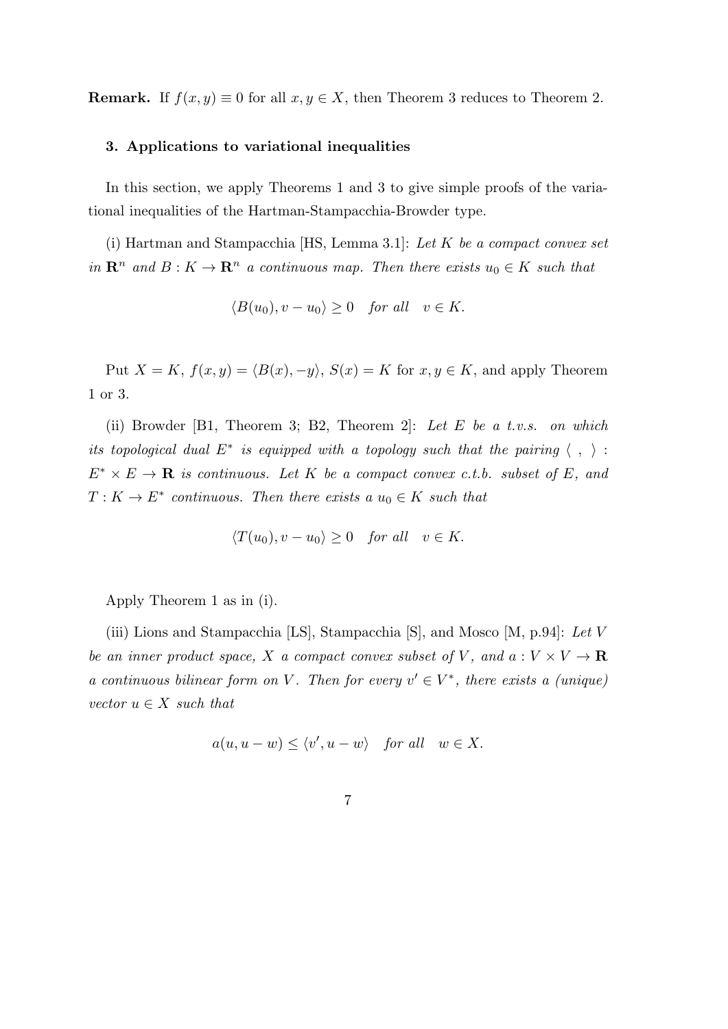**Remark.** If $f(x, y) \equiv 0$ for all $x, y \in X$, then Theorem 3 reduces to Theorem 2.

### 3. Applications to variational inequalities

In this section, we apply Theorems 1 and 3 to give simple proofs of the variational inequalities of the Hartman-Stampacchia-Browder type.

(i) Hartman and Stampacchia [HS, Lemma 3.1]: *Let $K$ be a compact convex set in $\mathbf{R}^n$ and $B : K \to \mathbf{R}^n$ a continuous map. Then there exists $u_0 \in K$ such that*

$$\langle B(u_0), v - u_0 \rangle \geq 0 \quad \textit{for all} \quad v \in K.$$

Put $X = K$, $f(x, y) = \langle B(x), -y \rangle$, $S(x) = K$ for $x, y \in K$, and apply Theorem 1 or 3.

(ii) Browder [B1, Theorem 3; B2, Theorem 2]: *Let $E$ be a t.v.s. on which its topological dual $E^*$ is equipped with a topology such that the pairing $\langle \ , \ \rangle : E^* \times E \to \mathbf{R}$ is continuous. Let $K$ be a compact convex c.t.b. subset of $E$, and $T : K \to E^*$ continuous. Then there exists a $u_0 \in K$ such that*

$$\langle T(u_0), v - u_0 \rangle \geq 0 \quad \textit{for all} \quad v \in K.$$

Apply Theorem 1 as in (i).

(iii) Lions and Stampacchia [LS], Stampacchia [S], and Mosco [M, p.94]: *Let $V$ be an inner product space, $X$ a compact convex subset of $V$, and $a : V \times V \to \mathbf{R}$ a continuous bilinear form on $V$. Then for every $v' \in V^*$, there exists a (unique) vector $u \in X$ such that*

$$a(u, u - w) \leq \langle v', u - w \rangle \quad \textit{for all} \quad w \in X.$$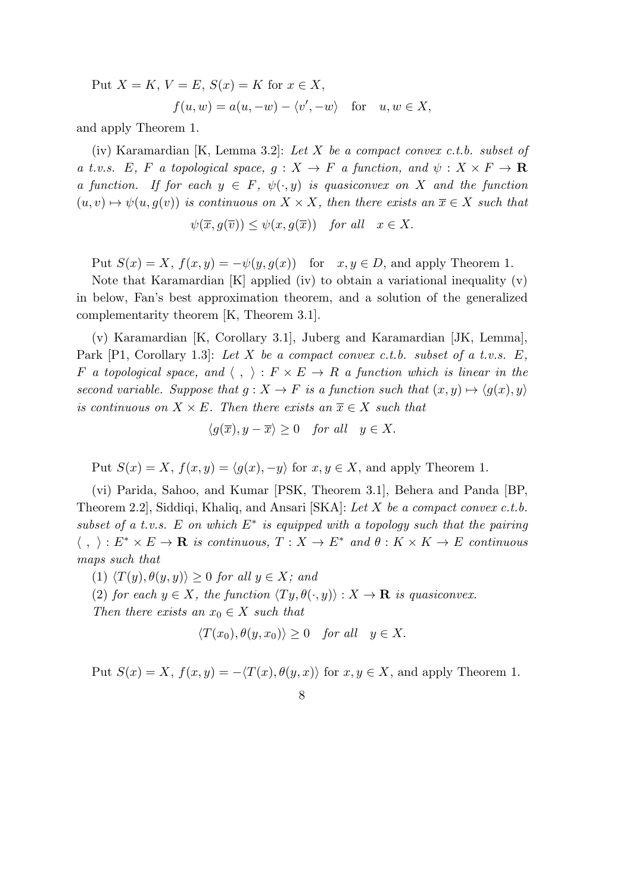Put $X = K$, $V = E$, $S(x) = K$ for $x \in X$,

$$f(u,w) = a(u,-w) - \langle v', -w \rangle \quad \text{for} \quad u, w \in X,$$

and apply Theorem 1.

(iv) Karamardian [K, Lemma 3.2]: *Let $X$ be a compact convex c.t.b. subset of a t.v.s. $E$, $F$ a topological space, $g : X \to F$ a function, and $\psi : X \times F \to \mathbf{R}$ a function. If for each $y \in F$, $\psi(\cdot, y)$ is quasiconvex on $X$ and the function $(u,v) \mapsto \psi(u, g(v))$ is continuous on $X \times X$, then there exists an $\overline{x} \in X$ such that*

$$\psi(\overline{x}, g(\overline{v})) \leq \psi(x, g(\overline{x})) \quad \textit{for all} \quad x \in X.$$

Put $S(x) = X$, $f(x,y) = -\psi(y, g(x))$ for $x, y \in D$, and apply Theorem 1.

Note that Karamardian [K] applied (iv) to obtain a variational inequality (v) in below, Fan's best approximation theorem, and a solution of the generalized complementarity theorem [K, Theorem 3.1].

(v) Karamardian [K, Corollary 3.1], Juberg and Karamardian [JK, Lemma], Park [P1, Corollary 1.3]: *Let $X$ be a compact convex c.t.b. subset of a t.v.s. $E$, $F$ a topological space, and $\langle \ , \ \rangle : F \times E \to R$ a function which is linear in the second variable. Suppose that $g : X \to F$ is a function such that $(x,y) \mapsto \langle g(x), y \rangle$ is continuous on $X \times E$. Then there exists an $\overline{x} \in X$ such that*

$$\langle g(\overline{x}), y - \overline{x} \rangle \geq 0 \quad \textit{for all} \quad y \in X.$$

Put $S(x) = X$, $f(x,y) = \langle g(x), -y \rangle$ for $x, y \in X$, and apply Theorem 1.

(vi) Parida, Sahoo, and Kumar [PSK, Theorem 3.1], Behera and Panda [BP, Theorem 2.2], Siddiqi, Khaliq, and Ansari [SKA]: *Let $X$ be a compact convex c.t.b. subset of a t.v.s. $E$ on which $E^*$ is equipped with a topology such that the pairing $\langle \ , \ \rangle : E^* \times E \to \mathbf{R}$ is continuous, $T : X \to E^*$ and $\theta : K \times K \to E$ continuous maps such that*

*(1) $\langle T(y), \theta(y,y) \rangle \geq 0$ for all $y \in X$; and*

*(2) for each $y \in X$, the function $\langle Ty, \theta(\cdot, y) \rangle : X \to \mathbf{R}$ is quasiconvex.*

*Then there exists an $x_0 \in X$ such that*

$$\langle T(x_0), \theta(y, x_0) \rangle \geq 0 \quad \textit{for all} \quad y \in X.$$

Put $S(x) = X$, $f(x,y) = -\langle T(x), \theta(y,x) \rangle$ for $x, y \in X$, and apply Theorem 1.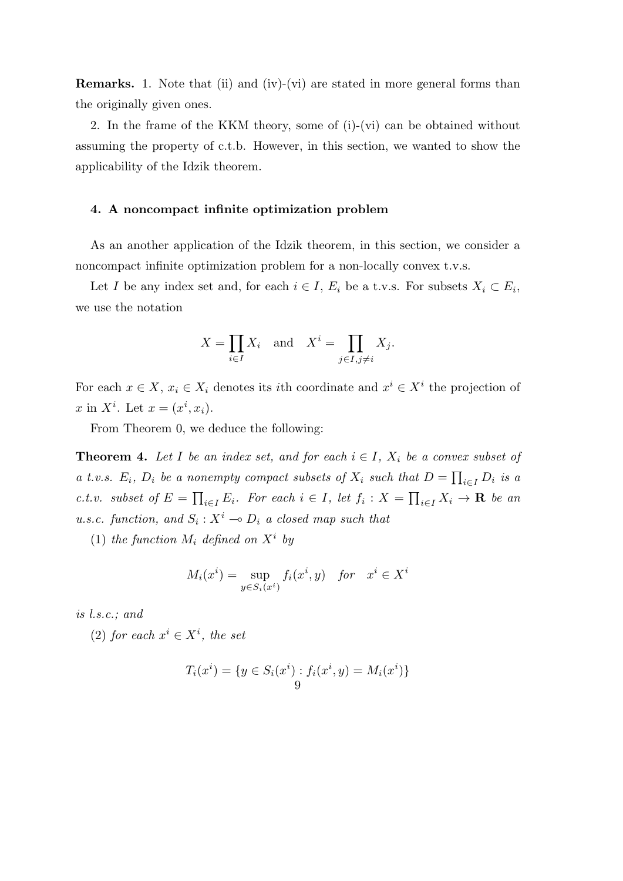**Remarks.** 1. Note that (ii) and (iv)-(vi) are stated in more general forms than the originally given ones.

2. In the frame of the KKM theory, some of (i)-(vi) can be obtained without assuming the property of c.t.b. However, in this section, we wanted to show the applicability of the Idzik theorem.

### 4. A noncompact infinite optimization problem

As an another application of the Idzik theorem, in this section, we consider a noncompact infinite optimization problem for a non-locally convex t.v.s.

Let $I$ be any index set and, for each $i \in I$, $E_i$ be a t.v.s. For subsets $X_i \subset E_i$, we use the notation

$$X = \prod_{i \in I} X_i \quad \text{and} \quad X^i = \prod_{j \in I, j \neq i} X_j.$$

For each $x \in X$, $x_i \in X_i$ denotes its $i$th coordinate and $x^i \in X^i$ the projection of $x$ in $X^i$. Let $x = (x^i, x_i)$.

From Theorem 0, we deduce the following:

**Theorem 4.** *Let $I$ be an index set, and for each $i \in I$, $X_i$ be a convex subset of a t.v.s. $E_i$, $D_i$ be a nonempty compact subsets of $X_i$ such that $D = \prod_{i \in I} D_i$ is a c.t.v. subset of $E = \prod_{i \in I} E_i$. For each $i \in I$, let $f_i : X = \prod_{i \in I} X_i \to \mathbf{R}$ be an u.s.c. function, and $S_i : X^i \multimap D_i$ a closed map such that*

(1) *the function $M_i$ defined on $X^i$ by*

$$M_i(x^i) = \sup_{y \in S_i(x^i)} f_i(x^i, y) \quad \text{for} \quad x^i \in X^i$$

*is l.s.c.; and*

(2) *for each $x^i \in X^i$, the set*

$$T_i(x^i) = \{y \in S_i(x^i) : f_i(x^i, y) = M_i(x^i)\}$$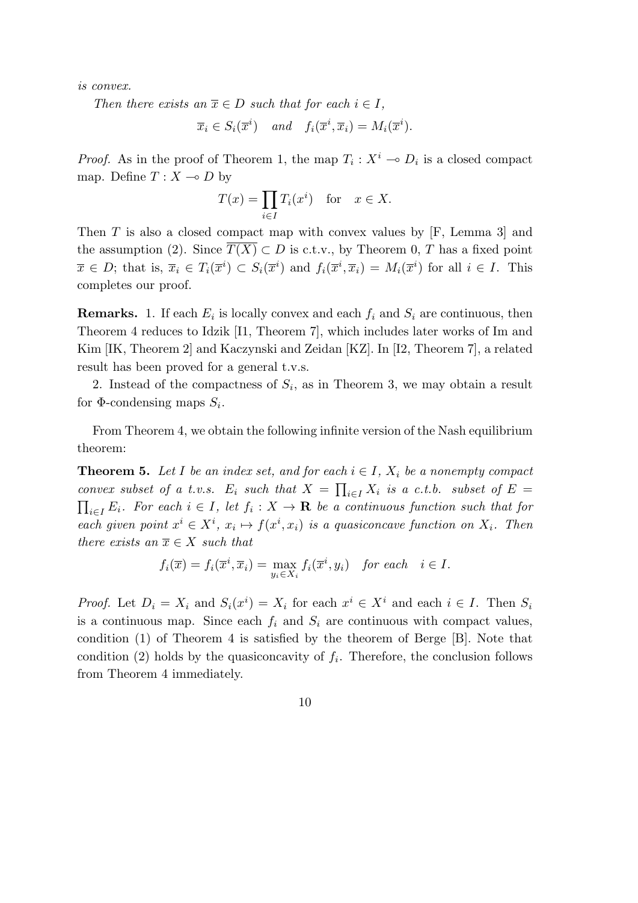*is convex.*

*Then there exists an $\overline{x} \in D$ such that for each $i \in I$,*

$$\overline{x}_i \in S_i(\overline{x}^i) \quad \text{and} \quad f_i(\overline{x}^i, \overline{x}_i) = M_i(\overline{x}^i).$$

*Proof.* As in the proof of Theorem 1, the map $T_i : X^i \multimap D_i$ is a closed compact map. Define $T : X \multimap D$ by

$$T(x) = \prod_{i \in I} T_i(x^i) \quad \text{for} \quad x \in X.$$

Then $T$ is also a closed compact map with convex values by [F, Lemma 3] and the assumption (2). Since $\overline{T(X)} \subset D$ is c.t.v., by Theorem 0, $T$ has a fixed point $\overline{x} \in D$; that is, $\overline{x}_i \in T_i(\overline{x}^i) \subset S_i(\overline{x}^i)$ and $f_i(\overline{x}^i, \overline{x}_i) = M_i(\overline{x}^i)$ for all $i \in I$. This completes our proof.

**Remarks.** 1. If each $E_i$ is locally convex and each $f_i$ and $S_i$ are continuous, then Theorem 4 reduces to Idzik [I1, Theorem 7], which includes later works of Im and Kim [IK, Theorem 2] and Kaczynski and Zeidan [KZ]. In [I2, Theorem 7], a related result has been proved for a general t.v.s.

2. Instead of the compactness of $S_i$, as in Theorem 3, we may obtain a result for $\Phi$-condensing maps $S_i$.

From Theorem 4, we obtain the following infinite version of the Nash equilibrium theorem:

**Theorem 5.** *Let $I$ be an index set, and for each $i \in I$, $X_i$ be a nonempty compact convex subset of a t.v.s. $E_i$ such that $X = \prod_{i \in I} X_i$ is a c.t.b. subset of $E = \prod_{i \in I} E_i$. For each $i \in I$, let $f_i : X \to \mathbf{R}$ be a continuous function such that for each given point $x^i \in X^i$, $x_i \mapsto f(x^i, x_i)$ is a quasiconcave function on $X_i$. Then there exists an $\overline{x} \in X$ such that*

$$f_i(\overline{x}) = f_i(\overline{x}^i, \overline{x}_i) = \max_{y_i \in X_i} f_i(\overline{x}^i, y_i) \quad \text{for each} \quad i \in I.$$

*Proof.* Let $D_i = X_i$ and $S_i(x^i) = X_i$ for each $x^i \in X^i$ and each $i \in I$. Then $S_i$ is a continuous map. Since each $f_i$ and $S_i$ are continuous with compact values, condition (1) of Theorem 4 is satisfied by the theorem of Berge [B]. Note that condition (2) holds by the quasiconcavity of $f_i$. Therefore, the conclusion follows from Theorem 4 immediately.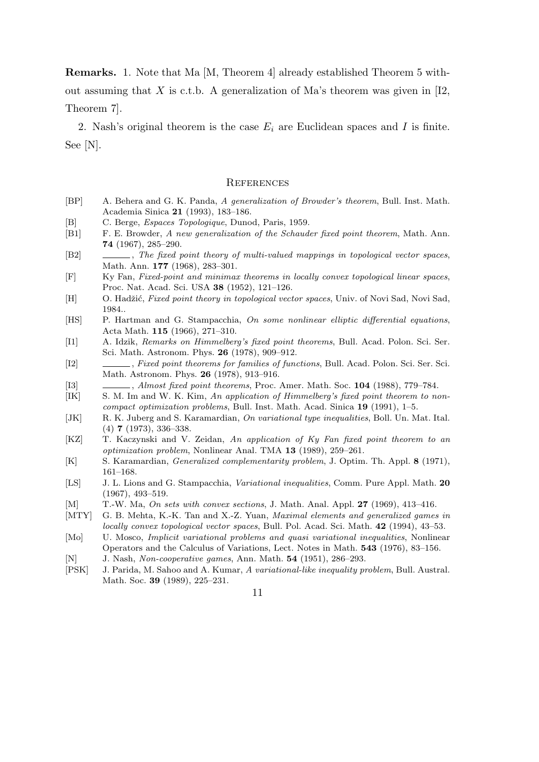**Remarks.** 1. Note that Ma [M, Theorem 4] already established Theorem 5 without assuming that $X$ is c.t.b. A generalization of Ma's theorem was given in [I2, Theorem 7].

2. Nash's original theorem is the case $E_i$ are Euclidean spaces and $I$ is finite. See [N].

## References

- [BP] A. Behera and G. K. Panda, *A generalization of Browder's theorem*, Bull. Inst. Math. Academia Sinica **21** (1993), 183–186.
- [B] C. Berge, *Espaces Topologique*, Dunod, Paris, 1959.
- [B1] F. E. Browder, *A new generalization of the Schauder fixed point theorem*, Math. Ann. **74** (1967), 285–290.
- [B2] ———, *The fixed point theory of multi-valued mappings in topological vector spaces*, Math. Ann. **177** (1968), 283–301.
- [F] Ky Fan, *Fixed-point and minimax theorems in locally convex topological linear spaces*, Proc. Nat. Acad. Sci. USA **38** (1952), 121–126.
- [H] O. Hadžić, *Fixed point theory in topological vector spaces*, Univ. of Novi Sad, Novi Sad, 1984..
- [HS] P. Hartman and G. Stampacchia, *On some nonlinear elliptic differential equations*, Acta Math. **115** (1966), 271–310.
- [I1] A. Idzik, *Remarks on Himmelberg's fixed point theorems*, Bull. Acad. Polon. Sci. Ser. Sci. Math. Astronom. Phys. **26** (1978), 909–912.
- [I2] ———, *Fixed point theorems for families of functions*, Bull. Acad. Polon. Sci. Ser. Sci. Math. Astronom. Phys. **26** (1978), 913–916.
- [I3] ———, *Almost fixed point theorems*, Proc. Amer. Math. Soc. **104** (1988), 779–784.
- [IK] S. M. Im and W. K. Kim, *An application of Himmelberg's fixed point theorem to noncompact optimization problems*, Bull. Inst. Math. Acad. Sinica **19** (1991), 1–5.
- [JK] R. K. Juberg and S. Karamardian, *On variational type inequalities*, Boll. Un. Mat. Ital. (4) **7** (1973), 336–338.
- [KZ] T. Kaczynski and V. Zeidan, *An application of Ky Fan fixed point theorem to an optimization problem*, Nonlinear Anal. TMA **13** (1989), 259–261.
- [K] S. Karamardian, *Generalized complementarity problem*, J. Optim. Th. Appl. **8** (1971), 161–168.
- [LS] J. L. Lions and G. Stampacchia, *Variational inequalities*, Comm. Pure Appl. Math. **20** (1967), 493–519.
- [M] T.-W. Ma, *On sets with convex sections*, J. Math. Anal. Appl. **27** (1969), 413–416.
- [MTY] G. B. Mehta, K.-K. Tan and X.-Z. Yuan, *Maximal elements and generalized games in locally convex topological vector spaces*, Bull. Pol. Acad. Sci. Math. **42** (1994), 43–53.
- [Mo] U. Mosco, *Implicit variational problems and quasi variational inequalities*, Nonlinear Operators and the Calculus of Variations, Lect. Notes in Math. **543** (1976), 83–156.
- [N] J. Nash, *Non-cooperative games*, Ann. Math. **54** (1951), 286–293.
- [PSK] J. Parida, M. Sahoo and A. Kumar, *A variational-like inequality problem*, Bull. Austral. Math. Soc. **39** (1989), 225–231.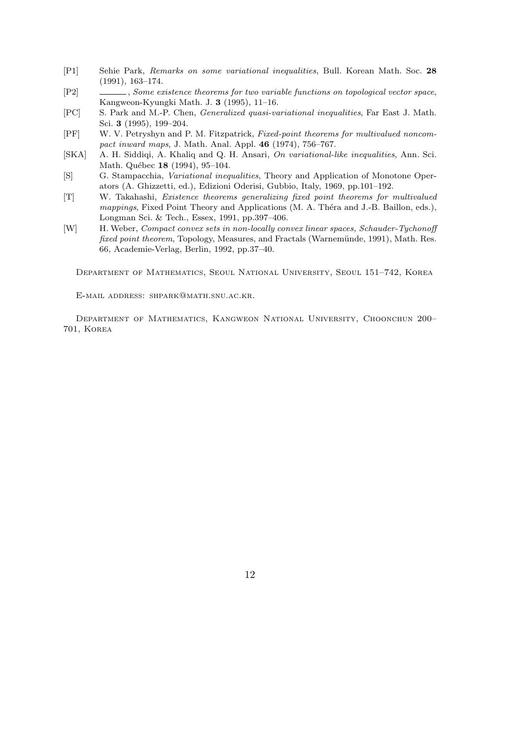[P1] Sehie Park, *Remarks on some variational inequalities*, Bull. Korean Math. Soc. **28** (1991), 163–174.

[P2] ———, *Some existence theorems for two variable functions on topological vector space*, Kangweon-Kyungki Math. J. **3** (1995), 11–16.

[PC] S. Park and M.-P. Chen, *Generalized quasi-variational inequalities*, Far East J. Math. Sci. **3** (1995), 199–204.

[PF] W. V. Petryshyn and P. M. Fitzpatrick, *Fixed-point theorems for multivalued noncompact inward maps*, J. Math. Anal. Appl. **46** (1974), 756–767.

[SKA] A. H. Siddiqi, A. Khaliq and Q. H. Ansari, *On variational-like inequalities*, Ann. Sci. Math. Québec **18** (1994), 95–104.

[S] G. Stampacchia, *Variational inequalities*, Theory and Application of Monotone Operators (A. Ghizzetti, ed.), Edizioni Oderisi, Gubbio, Italy, 1969, pp.101–192.

[T] W. Takahashi, *Existence theorems generalizing fixed point theorems for multivalued mappings*, Fixed Point Theory and Applications (M. A. Théra and J.-B. Baillon, eds.), Longman Sci. & Tech., Essex, 1991, pp.397–406.

[W] H. Weber, *Compact convex sets in non-locally convex linear spaces, Schauder-Tychonoff fixed point theorem*, Topology, Measures, and Fractals (Warnemünde, 1991), Math. Res. 66, Academie-Verlag, Berlin, 1992, pp.37–40.

Department of Mathematics, Seoul National University, Seoul 151–742, Korea

E-mail address: shpark@math.snu.ac.kr.

Department of Mathematics, Kangweon National University, Choonchun 200–701, Korea